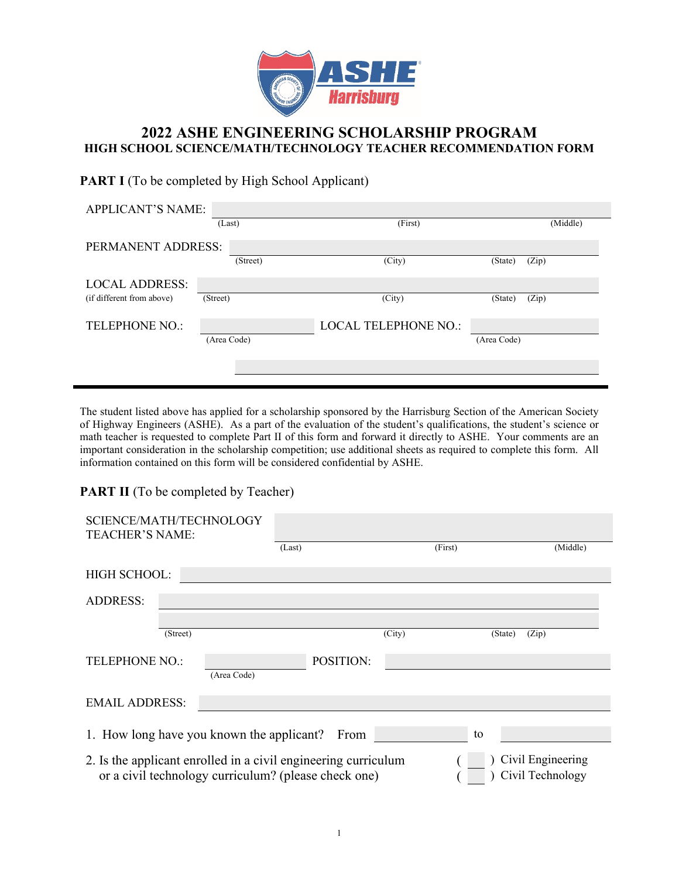# 2022 ASHE ENGINEERING SCHOLARSHIP PROGRAM

## HIGH SCHOOL SCIENCE/MATH/TECHNOLOGY TEACHER RECOMMENDATION FORM

**PART I** (To be completed by High School Applicant)

APPLICANT'S NAME: ______________________________
(Last) (First) (Middle)

PERMANENT ADDRESS: ______________________________
(Street) (City) (State) (Zip)

LOCAL ADDRESS: ______________________________
(if different from above)
(Street) (City) (State) (Zip)

TELEPHONE NO.: ____________ LOCAL TELEPHONE NO.: ____________
(Area Code) (Area Code)

______________________________

---

The student listed above has applied for a scholarship sponsored by the Harrisburg Section of the American Society of Highway Engineers (ASHE). As a part of the evaluation of the student's qualifications, the student's science or math teacher is requested to complete Part II of this form and forward it directly to ASHE. Your comments are an important consideration in the scholarship competition; use additional sheets as required to complete this form. All information contained on this form will be considered confidential by ASHE.

**PART II** (To be completed by Teacher)

SCIENCE/MATH/TECHNOLOGY TEACHER'S NAME: ______________________________
(Last) (First) (Middle)

HIGH SCHOOL: ______________________________

ADDRESS: ______________________________
______________________________
(Street) (City) (State) (Zip)

TELEPHONE NO.: ____________ POSITION: ____________
(Area Code)

EMAIL ADDRESS: ______________________________

1. How long have you known the applicant? From ____________ to ____________

2. Is the applicant enrolled in a civil engineering curriculum or a civil technology curriculum? (please check one)
   ( ) Civil Engineering
   ( ) Civil Technology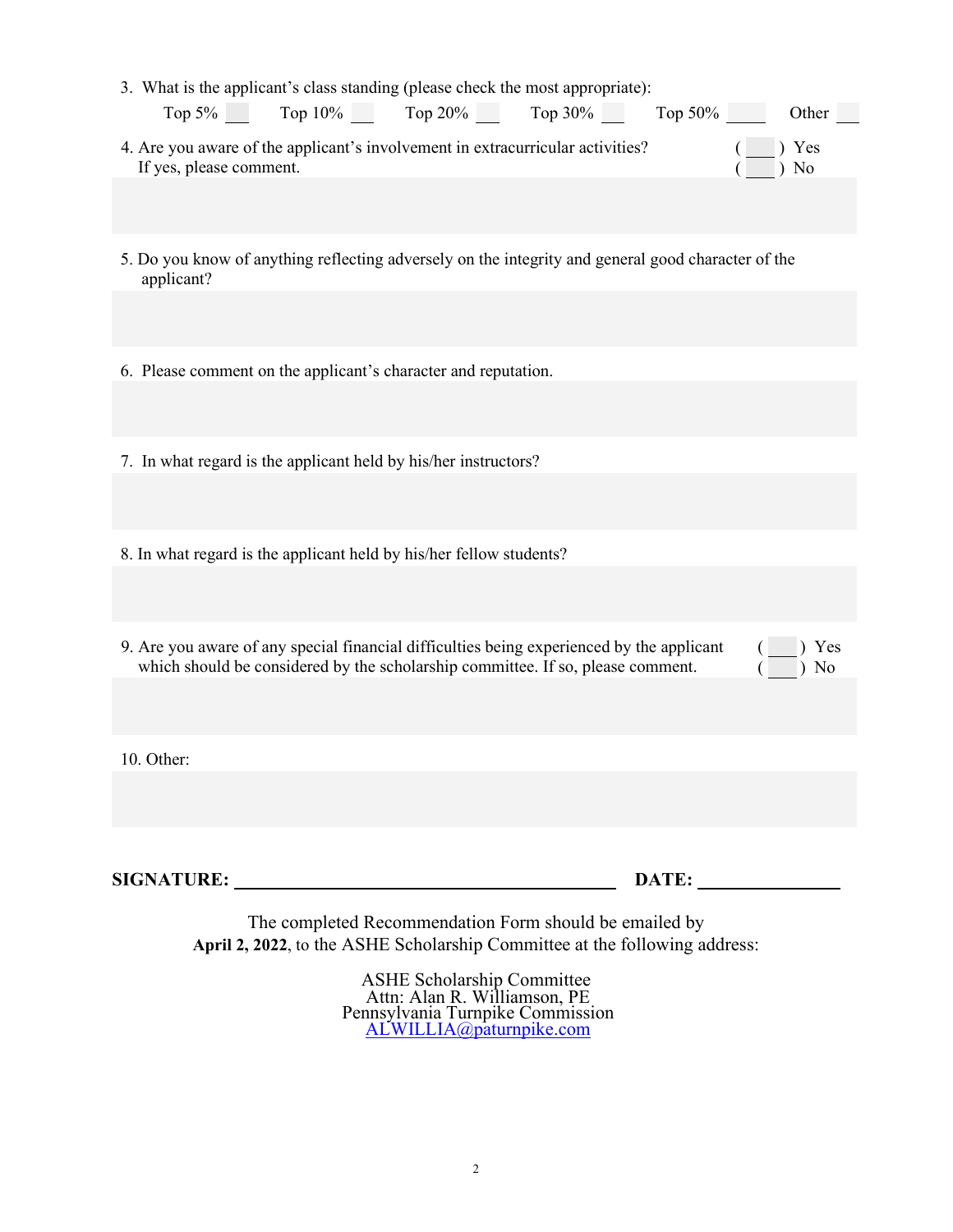3. What is the applicant's class standing (please check the most appropriate):

Top 5% ___ Top 10% ___ Top 20% ___ Top 30% ___ Top 50% ___ Other ___

4. Are you aware of the applicant's involvement in extracurricular activities? If yes, please comment.

( ___ ) Yes
( ___ ) No

5. Do you know of anything reflecting adversely on the integrity and general good character of the applicant?

6. Please comment on the applicant's character and reputation.

7. In what regard is the applicant held by his/her instructors?

8. In what regard is the applicant held by his/her fellow students?

9. Are you aware of any special financial difficulties being experienced by the applicant which should be considered by the scholarship committee. If so, please comment.

( ___ ) Yes
( ___ ) No

10. Other:

**SIGNATURE:** ______________________________ **DATE:** ______________

The completed Recommendation Form should be emailed by **April 2, 2022**, to the ASHE Scholarship Committee at the following address:

ASHE Scholarship Committee
Attn: Alan R. Williamson, PE
Pennsylvania Turnpike Commission
ALWILLIA@paturnpike.com